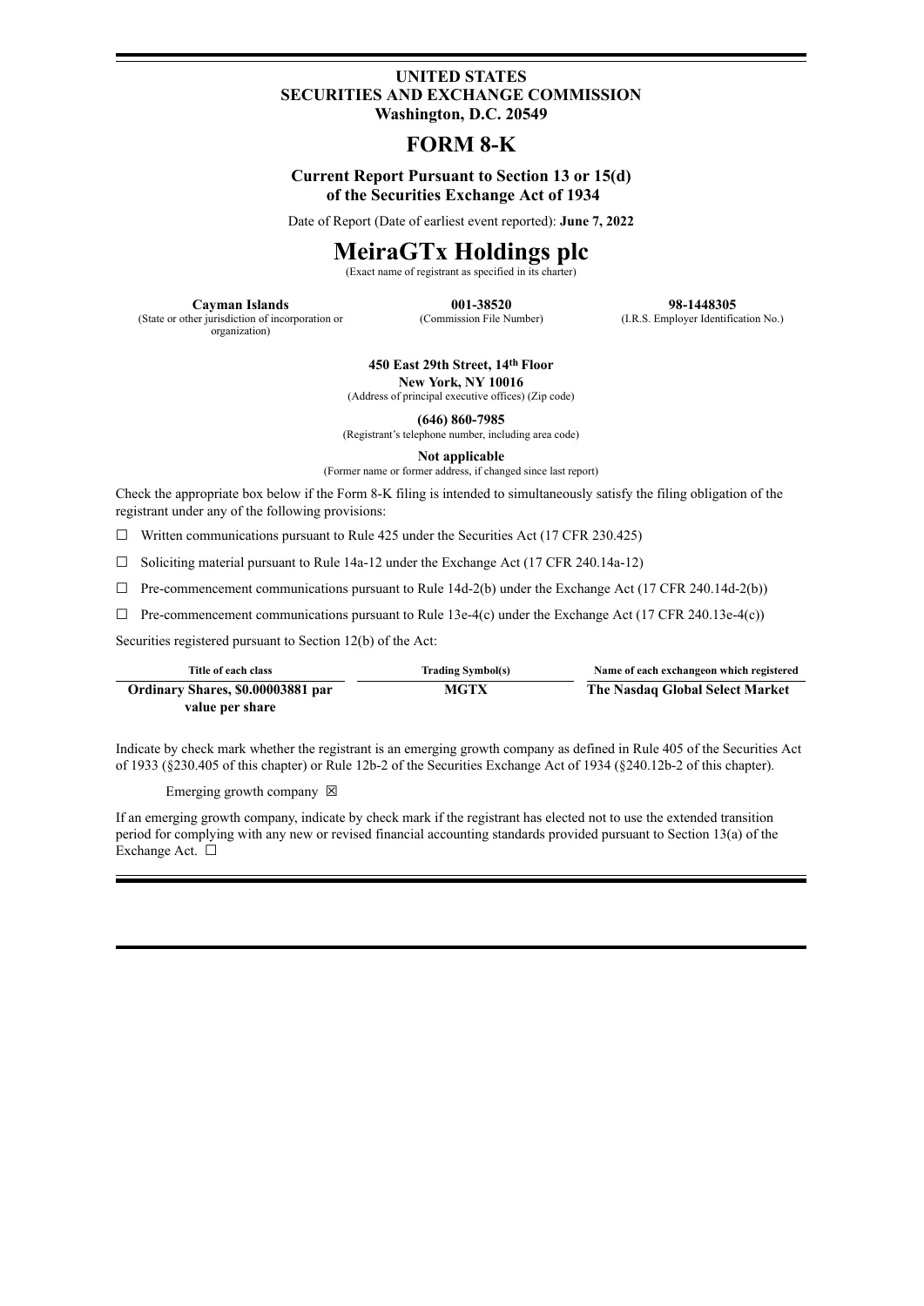**UNITED STATES**
**SECURITIES AND EXCHANGE COMMISSION**
**Washington, D.C. 20549**

# FORM 8-K

**Current Report Pursuant to Section 13 or 15(d)**
**of the Securities Exchange Act of 1934**

Date of Report (Date of earliest event reported): **June 7, 2022**

# MeiraGTx Holdings plc

(Exact name of registrant as specified in its charter)

| **Cayman Islands** | **001-38520** | **98-1448305** |
|---|---|---|
| (State or other jurisdiction of incorporation or organization) | (Commission File Number) | (I.R.S. Employer Identification No.) |

**450 East 29th Street, 14th Floor**
**New York, NY 10016**
(Address of principal executive offices) (Zip code)

**(646) 860-7985**
(Registrant's telephone number, including area code)

**Not applicable**
(Former name or former address, if changed since last report)

Check the appropriate box below if the Form 8-K filing is intended to simultaneously satisfy the filing obligation of the registrant under any of the following provisions:

☐ Written communications pursuant to Rule 425 under the Securities Act (17 CFR 230.425)

☐ Soliciting material pursuant to Rule 14a-12 under the Exchange Act (17 CFR 240.14a-12)

☐ Pre-commencement communications pursuant to Rule 14d-2(b) under the Exchange Act (17 CFR 240.14d-2(b))

☐ Pre-commencement communications pursuant to Rule 13e-4(c) under the Exchange Act (17 CFR 240.13e-4(c))

Securities registered pursuant to Section 12(b) of the Act:

| Title of each class | Trading Symbol(s) | Name of each exchangeon which registered |
|---|---|---|
| **Ordinary Shares, $0.00003881 par value per share** | **MGTX** | **The Nasdaq Global Select Market** |

Indicate by check mark whether the registrant is an emerging growth company as defined in Rule 405 of the Securities Act of 1933 (§230.405 of this chapter) or Rule 12b-2 of the Securities Exchange Act of 1934 (§240.12b-2 of this chapter).

Emerging growth company ☒

If an emerging growth company, indicate by check mark if the registrant has elected not to use the extended transition period for complying with any new or revised financial accounting standards provided pursuant to Section 13(a) of the Exchange Act. ☐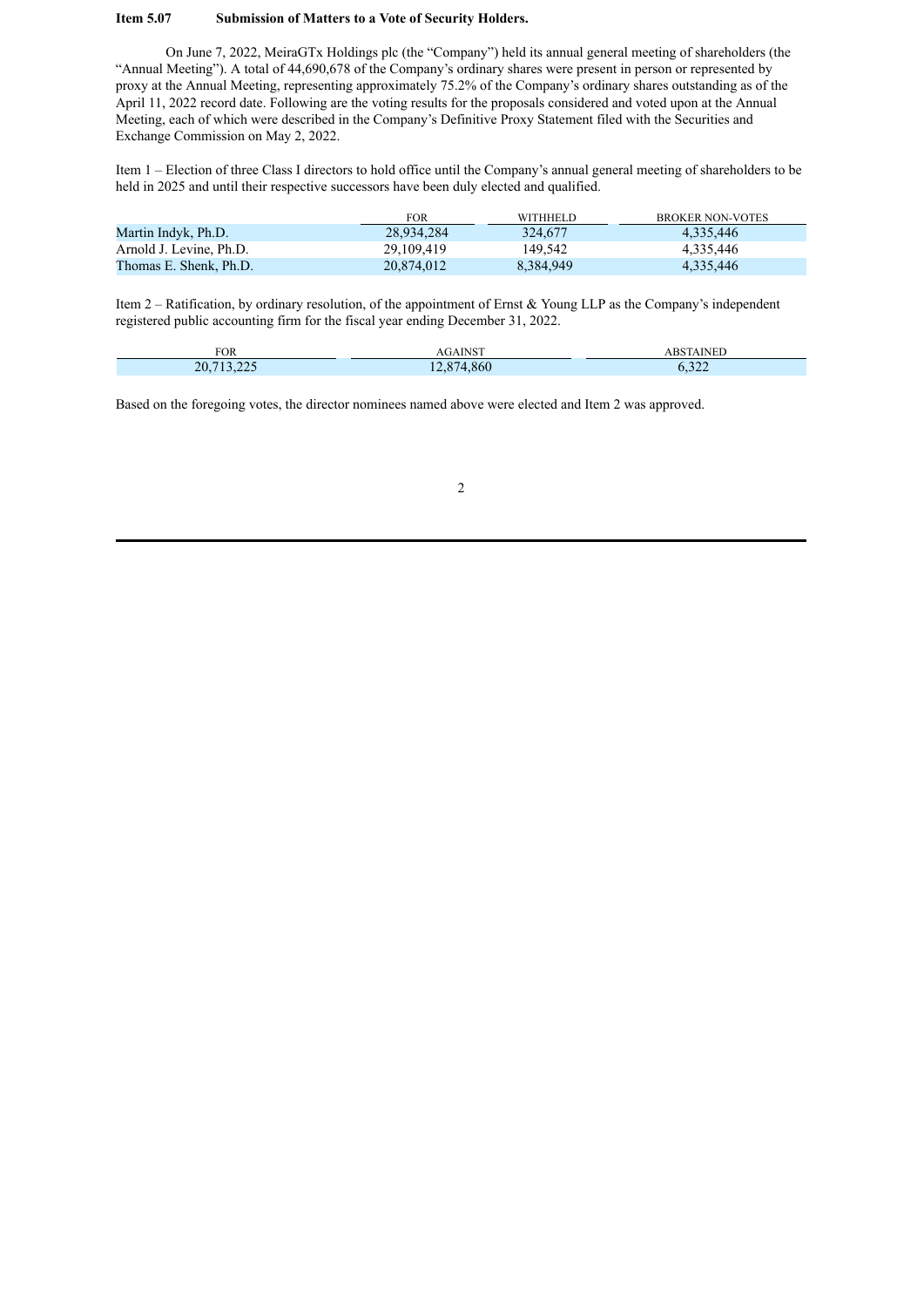**Item 5.07 Submission of Matters to a Vote of Security Holders.**

On June 7, 2022, MeiraGTx Holdings plc (the "Company") held its annual general meeting of shareholders (the "Annual Meeting"). A total of 44,690,678 of the Company's ordinary shares were present in person or represented by proxy at the Annual Meeting, representing approximately 75.2% of the Company's ordinary shares outstanding as of the April 11, 2022 record date. Following are the voting results for the proposals considered and voted upon at the Annual Meeting, each of which were described in the Company's Definitive Proxy Statement filed with the Securities and Exchange Commission on May 2, 2022.

Item 1 – Election of three Class I directors to hold office until the Company's annual general meeting of shareholders to be held in 2025 and until their respective successors have been duly elected and qualified.

| | FOR | WITHHELD | BROKER NON-VOTES |
|---|---|---|---|
| Martin Indyk, Ph.D. | 28,934,284 | 324,677 | 4,335,446 |
| Arnold J. Levine, Ph.D. | 29,109,419 | 149,542 | 4,335,446 |
| Thomas E. Shenk, Ph.D. | 20,874,012 | 8,384,949 | 4,335,446 |

Item 2 – Ratification, by ordinary resolution, of the appointment of Ernst & Young LLP as the Company's independent registered public accounting firm for the fiscal year ending December 31, 2022.

| FOR | AGAINST | ABSTAINED |
|---|---|---|
| 20,713,225 | 12,874,860 | 6,322 |

Based on the foregoing votes, the director nominees named above were elected and Item 2 was approved.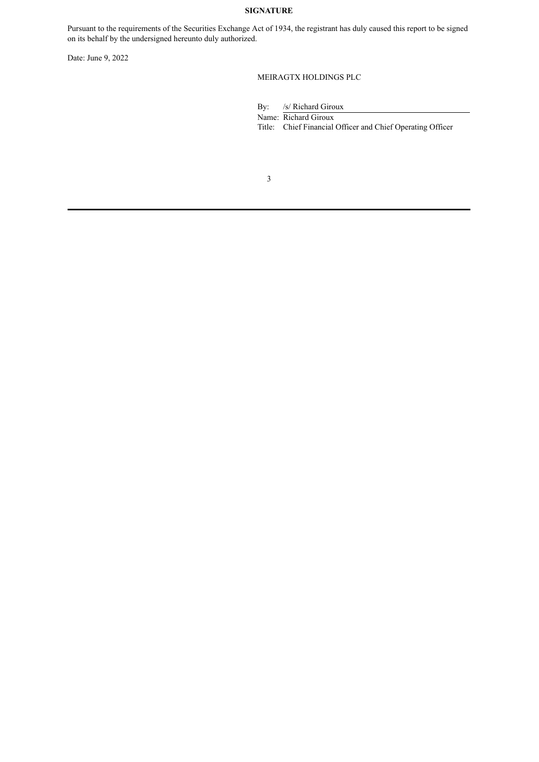## SIGNATURE

Pursuant to the requirements of the Securities Exchange Act of 1934, the registrant has duly caused this report to be signed on its behalf by the undersigned hereunto duly authorized.

Date: June 9, 2022

MEIRAGTX HOLDINGS PLC

By: /s/ Richard Giroux
Name: Richard Giroux
Title: Chief Financial Officer and Chief Operating Officer